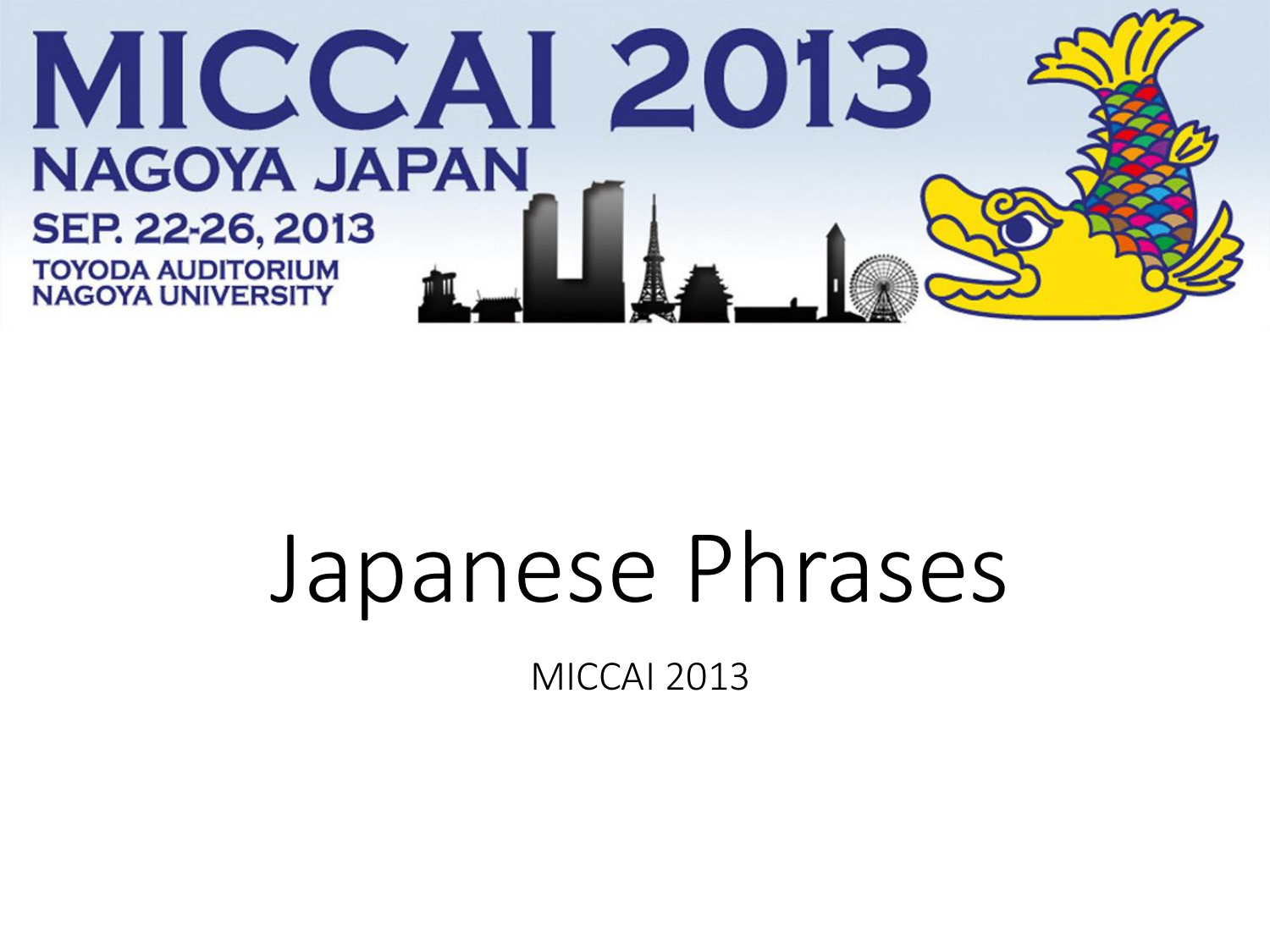MICCAI 2013
NAGOYA JAPAN
SEP. 22-26, 2013
TOYODA AUDITORIUM
NAGOYA UNIVERSITY

# Japanese Phrases

MICCAI 2013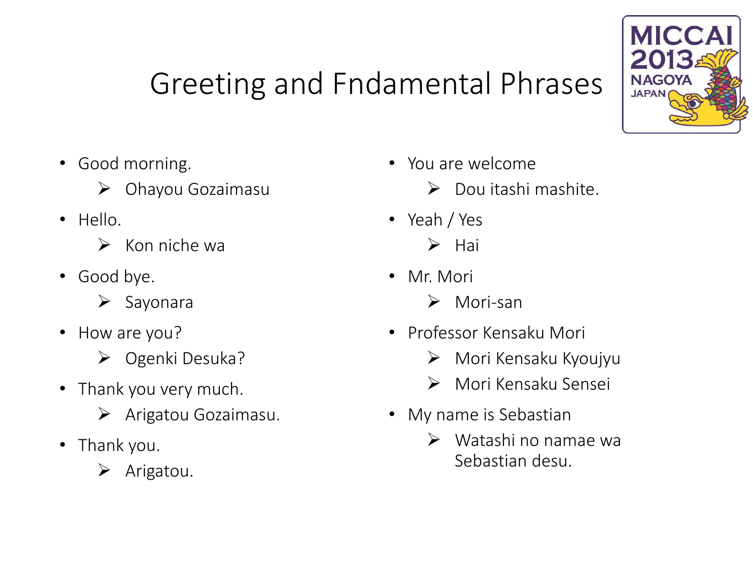# Greeting and Fndamental Phrases

- Good morning.
  - Ohayou Gozaimasu
- Hello.
  - Kon niche wa
- Good bye.
  - Sayonara
- How are you?
  - Ogenki Desuka?
- Thank you very much.
  - Arigatou Gozaimasu.
- Thank you.
  - Arigatou.
- You are welcome
  - Dou itashi mashite.
- Yeah / Yes
  - Hai
- Mr. Mori
  - Mori-san
- Professor Kensaku Mori
  - Mori Kensaku Kyoujyu
  - Mori Kensaku Sensei
- My name is Sebastian
  - Watashi no namae wa Sebastian desu.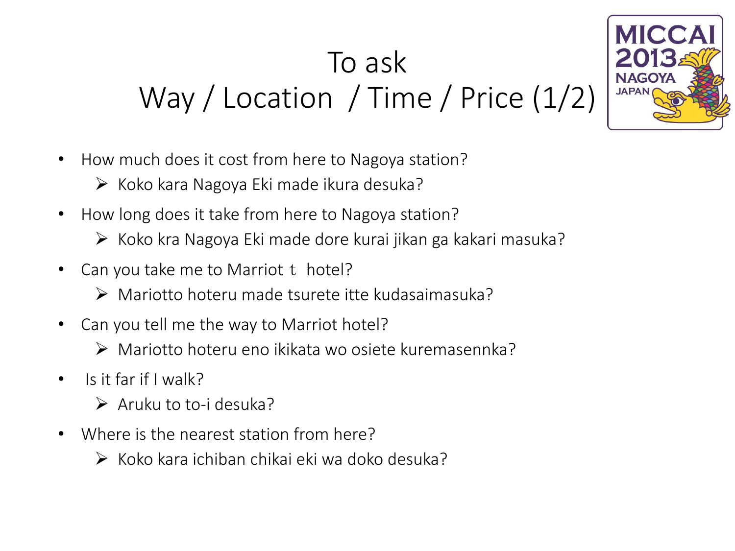# To ask Way / Location / Time / Price (1/2)

MICCAI 2013 NAGOYA JAPAN

- How much does it cost from here to Nagoya station?
  - Koko kara Nagoya Eki made ikura desuka?
- How long does it take from here to Nagoya station?
  - Koko kra Nagoya Eki made dore kurai jikan ga kakari masuka?
- Can you take me to Marriot ｔ hotel?
  - Mariotto hoteru made tsurete itte kudasaimasuka?
- Can you tell me the way to Marriot hotel?
  - Mariotto hoteru eno ikikata wo osiete kuremasennka?
- Is it far if I walk?
  - Aruku to to-i desuka?
- Where is the nearest station from here?
  - Koko kara ichiban chikai eki wa doko desuka?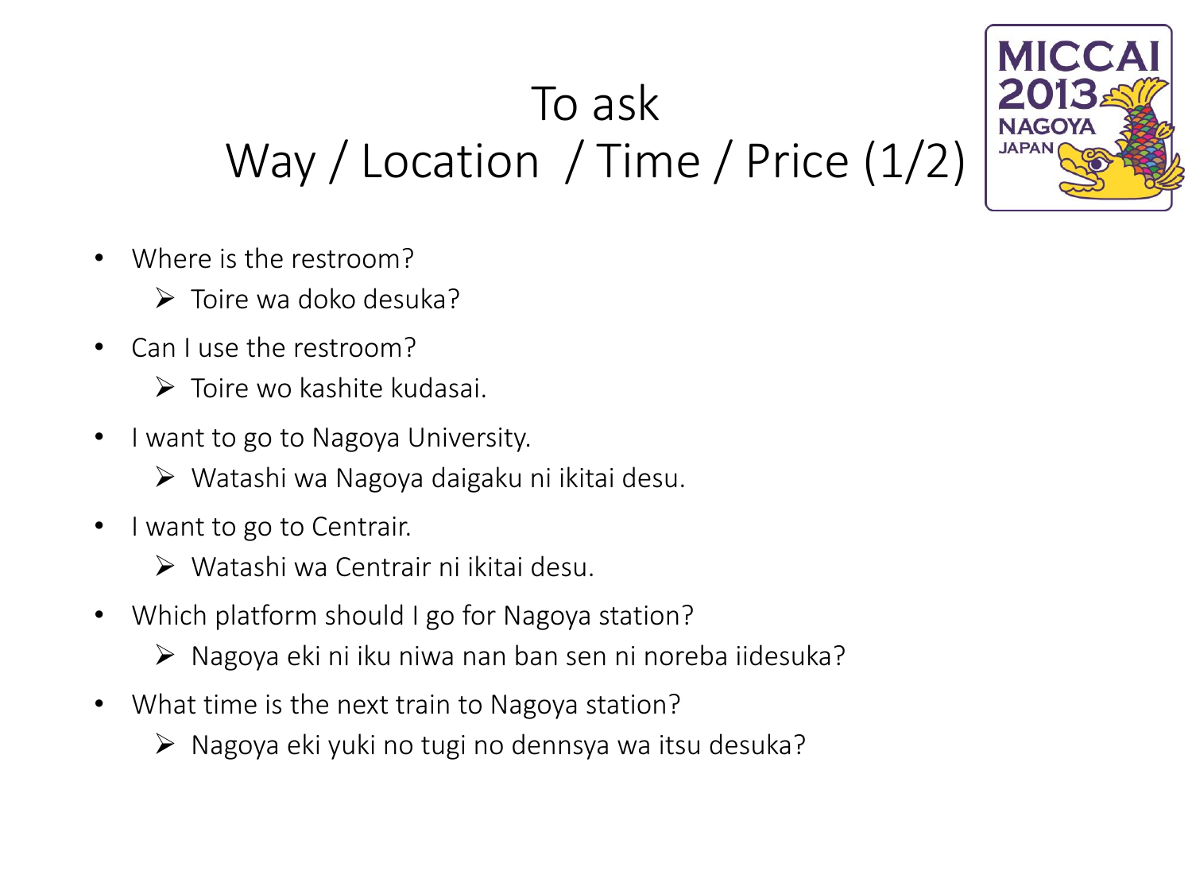# To ask
# Way / Location / Time / Price (1/2)

- Where is the restroom?
  - Toire wa doko desuka?
- Can I use the restroom?
  - Toire wo kashite kudasai.
- I want to go to Nagoya University.
  - Watashi wa Nagoya daigaku ni ikitai desu.
- I want to go to Centrair.
  - Watashi wa Centrair ni ikitai desu.
- Which platform should I go for Nagoya station?
  - Nagoya eki ni iku niwa nan ban sen ni noreba iidesuka?
- What time is the next train to Nagoya station?
  - Nagoya eki yuki no tugi no dennsya wa itsu desuka?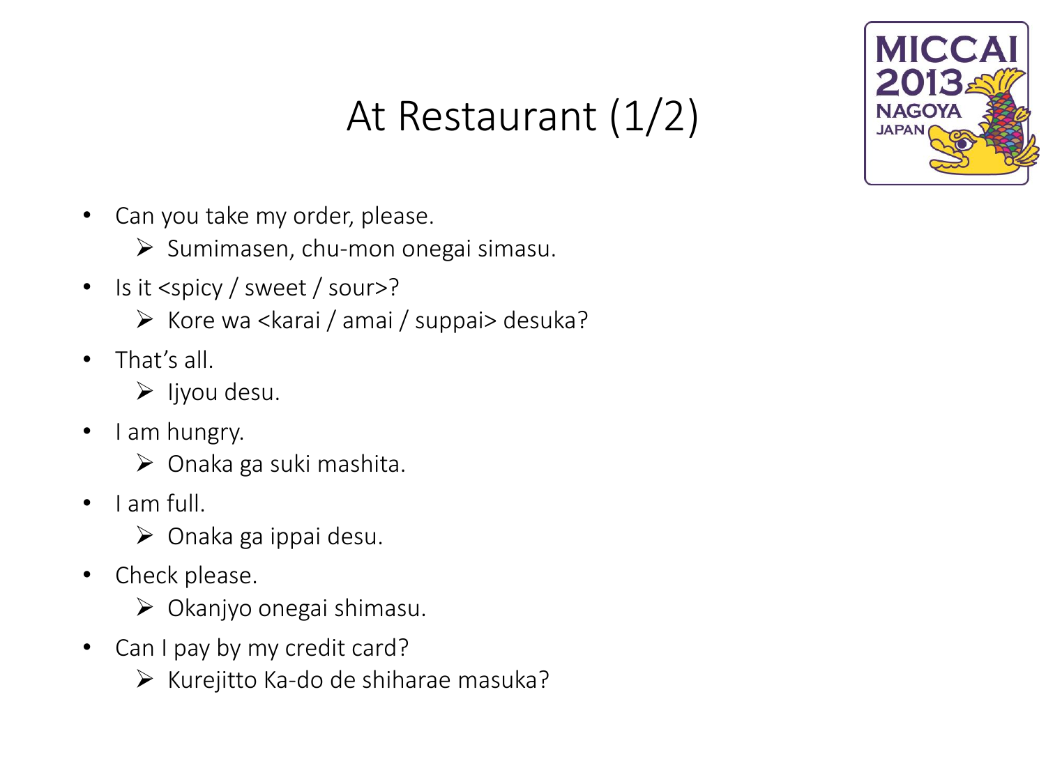# At Restaurant (1/2)

- Can you take my order, please.
  - Sumimasen, chu-mon onegai simasu.
- Is it <spicy / sweet / sour>?
  - Kore wa <karai / amai / suppai> desuka?
- That's all.
  - Ijyou desu.
- I am hungry.
  - Onaka ga suki mashita.
- I am full.
  - Onaka ga ippai desu.
- Check please.
  - Okanjyo onegai shimasu.
- Can I pay by my credit card?
  - Kurejitto Ka-do de shiharae masuka?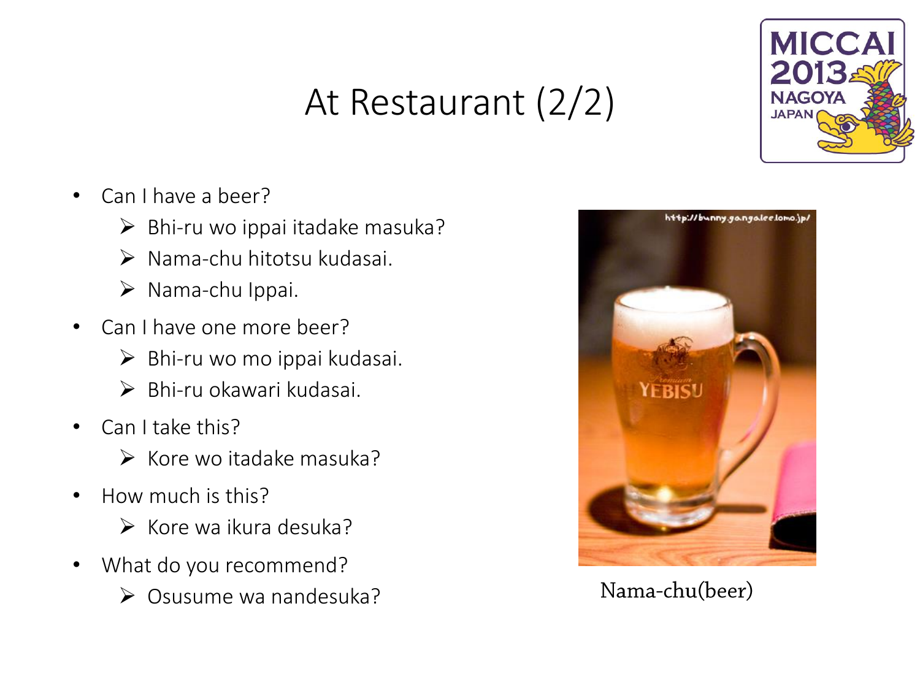# At Restaurant (2/2)

- Can I have a beer?
  - Bhi-ru wo ippai itadake masuka?
  - Nama-chu hitotsu kudasai.
  - Nama-chu Ippai.
- Can I have one more beer?
  - Bhi-ru wo mo ippai kudasai.
  - Bhi-ru okawari kudasai.
- Can I take this?
  - Kore wo itadake masuka?
- How much is this?
  - Kore wa ikura desuka?
- What do you recommend?
  - Osusume wa nandesuka?

Nama-chu(beer)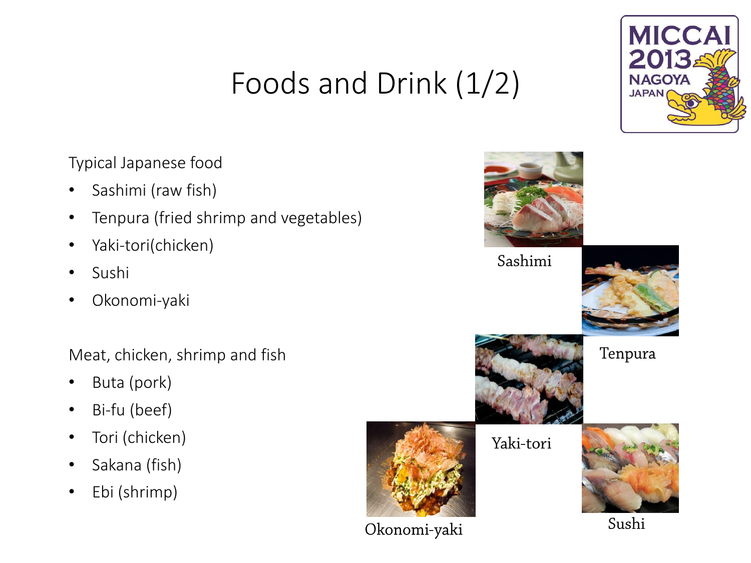# Foods and Drink (1/2)

Typical Japanese food

- Sashimi (raw fish)
- Tenpura (fried shrimp and vegetables)
- Yaki-tori(chicken)
- Sushi
- Okonomi-yaki

Meat, chicken, shrimp and fish

- Buta (pork)
- Bi-fu (beef)
- Tori (chicken)
- Sakana (fish)
- Ebi (shrimp)

Sashimi

Tenpura

Yaki-tori

Okonomi-yaki

Sushi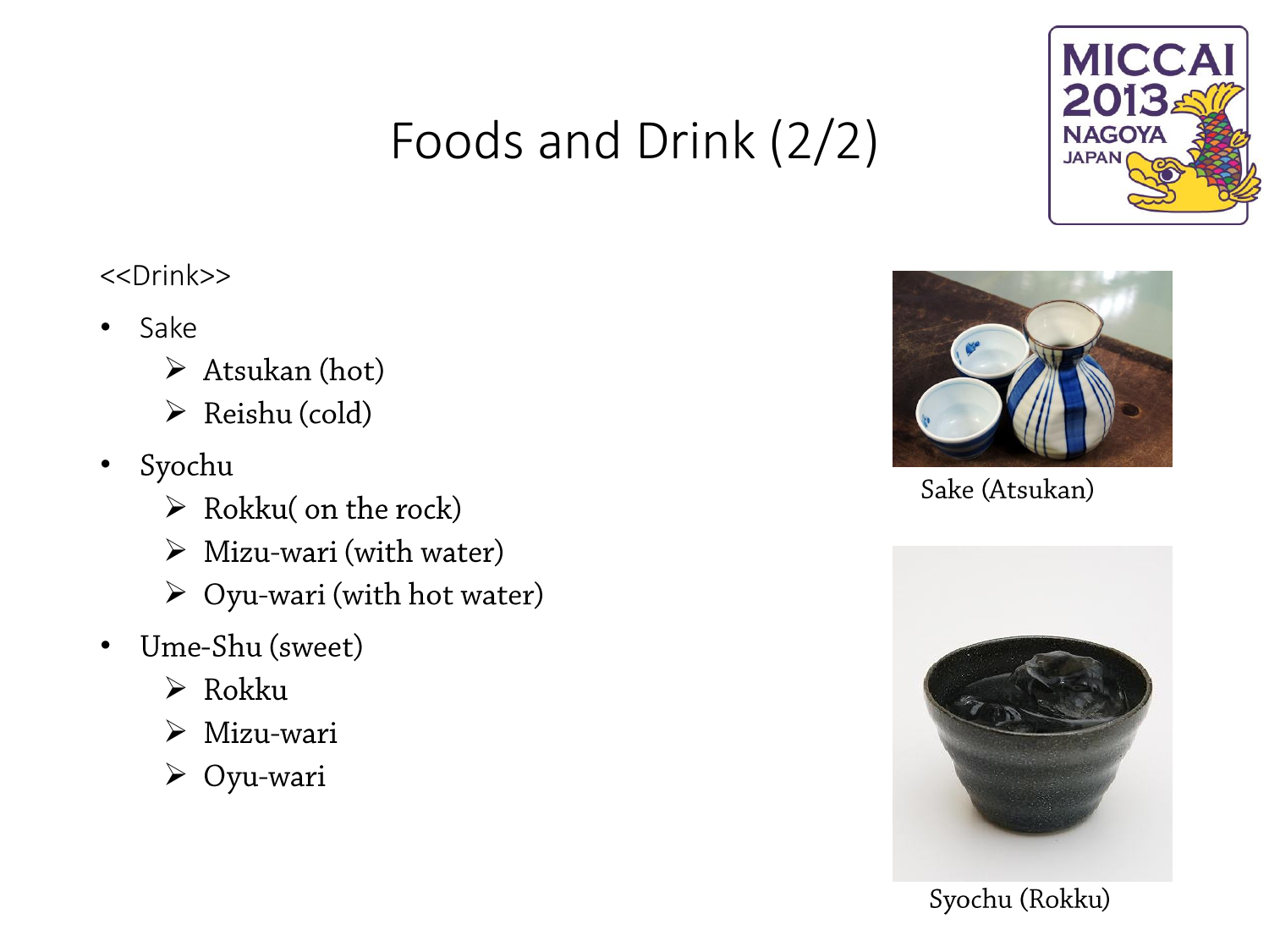# Foods and Drink (2/2)

<<Drink>>

- Sake
  - Atsukan (hot)
  - Reishu (cold)
- Syochu
  - Rokku( on the rock)
  - Mizu-wari (with water)
  - Oyu-wari (with hot water)
- Ume-Shu (sweet)
  - Rokku
  - Mizu-wari
  - Oyu-wari

Sake (Atsukan)

Syochu (Rokku)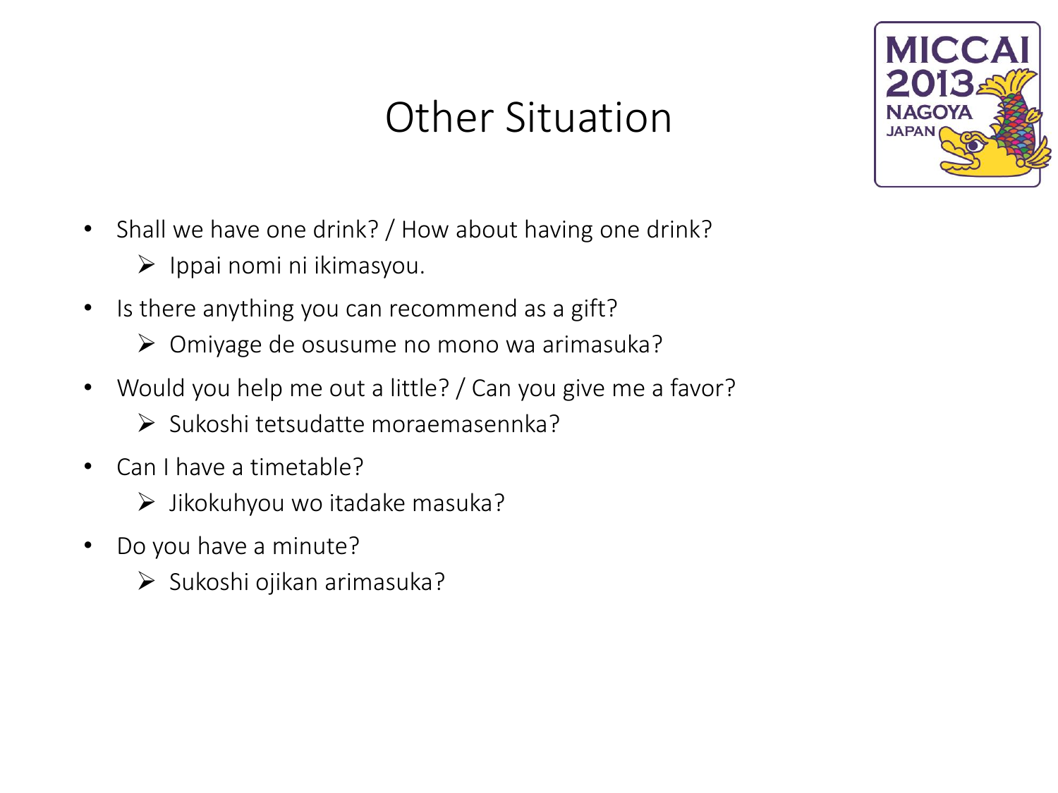# Other Situation

- Shall we have one drink? / How about having one drink?
  - Ippai nomi ni ikimasyou.
- Is there anything you can recommend as a gift?
  - Omiyage de osusume no mono wa arimasuka?
- Would you help me out a little? / Can you give me a favor?
  - Sukoshi tetsudatte moraemasennka?
- Can I have a timetable?
  - Jikokuhyou wo itadake masuka?
- Do you have a minute?
  - Sukoshi ojikan arimasuka?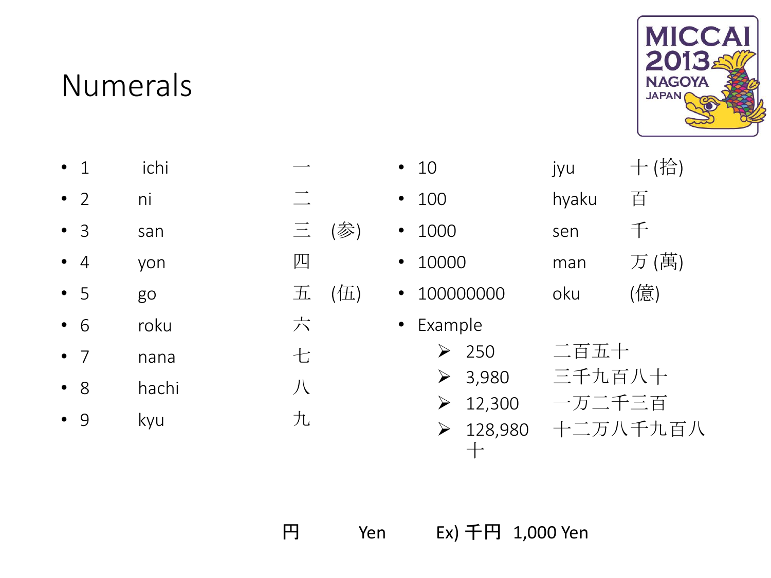# Numerals

| | | | |
|---|---|---|---|
| 1 | ichi | 一 | |
| 2 | ni | 二 | |
| 3 | san | 三 | (参) |
| 4 | yon | 四 | |
| 5 | go | 五 | (伍) |
| 6 | roku | 六 | |
| 7 | nana | 七 | |
| 8 | hachi | 八 | |
| 9 | kyu | 九 | |

| | | |
|---|---|---|
| 10 | jyu | 十 (拾) |
| 100 | hyaku | 百 |
| 1000 | sen | 千 |
| 10000 | man | 万 (萬) |
| 100000000 | oku | (億) |

- Example
  - 250 二百五十
  - 3,980 三千九百八十
  - 12,300 一万二千三百
  - 128,980 十二万八千九百八十

円 Yen Ex) 千円 1,000 Yen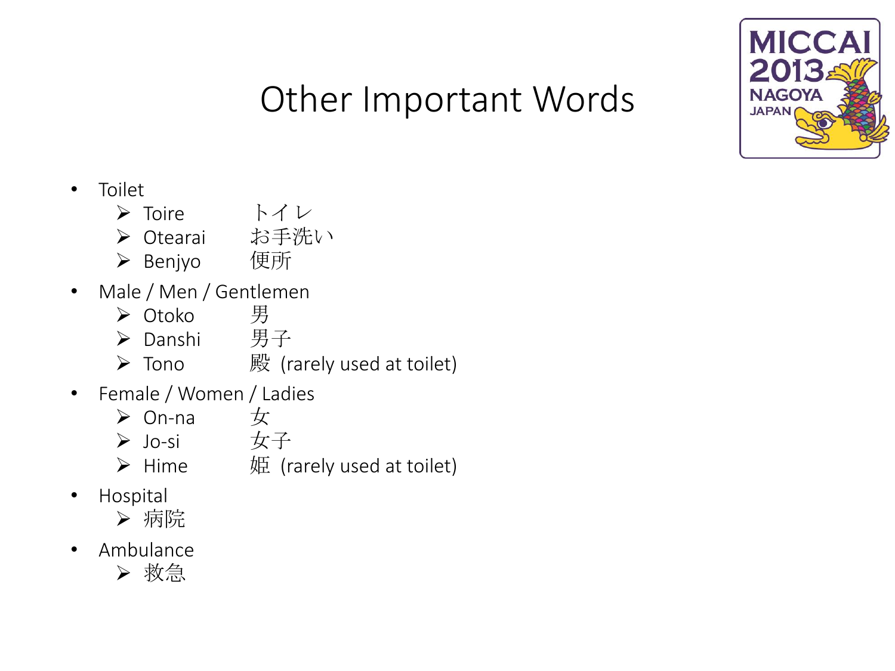# Other Important Words

- Toilet
  - Toire　　トイレ
  - Otearai　お手洗い
  - Benjyo　便所
- Male / Men / Gentlemen
  - Otoko　男
  - Danshi　男子
  - Tono　殿 (rarely used at toilet)
- Female / Women / Ladies
  - On-na　女
  - Jo-si　女子
  - Hime　姫 (rarely used at toilet)
- Hospital
  - 病院
- Ambulance
  - 救急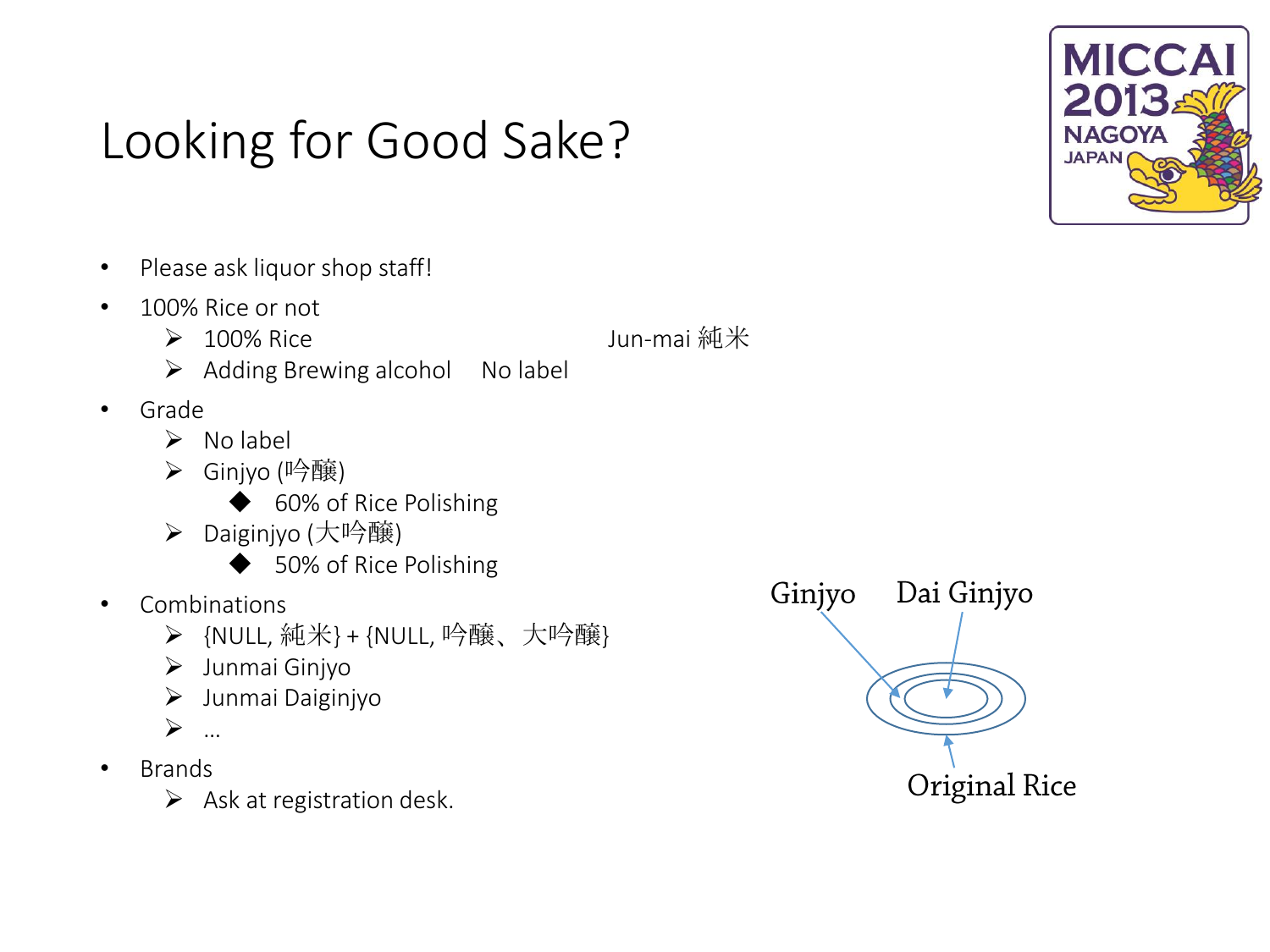# Looking for Good Sake?

- Please ask liquor shop staff!
- 100% Rice or not
  - 100% Rice　　　　　　　　　Jun-mai 純米
  - Adding Brewing alcohol　No label
- Grade
  - No label
  - Ginjyo (吟醸)
    - 60% of Rice Polishing
  - Daiginjyo (大吟醸)
    - 50% of Rice Polishing
- Combinations
  - {NULL, 純米} + {NULL, 吟醸、大吟醸}
  - Junmai Ginjyo
  - Junmai Daiginjyo
  - …
- Brands
  - Ask at registration desk.

Ginjyo　Dai Ginjyo

Original Rice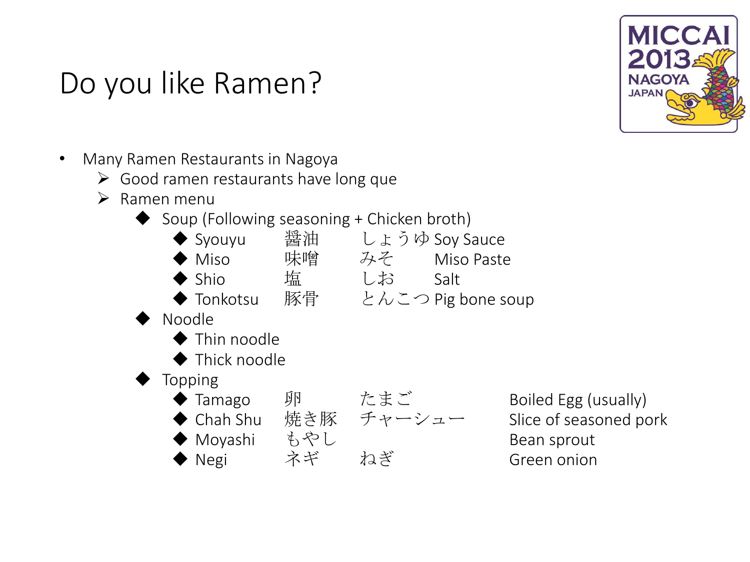# Do you like Ramen?

MICCAI 2013 NAGOYA JAPAN

- Many Ramen Restaurants in Nagoya
  - Good ramen restaurants have long que
  - Ramen menu
    - Soup (Following seasoning + Chicken broth)
      - Syouyu 醤油 しょうゆ Soy Sauce
      - Miso 味噌 みそ Miso Paste
      - Shio 塩 しお Salt
      - Tonkotsu 豚骨 とんこつ Pig bone soup
    - Noodle
      - Thin noodle
      - Thick noodle
    - Topping
      - Tamago 卵 たまご Boiled Egg (usually)
      - Chah Shu 焼き豚 チャーシュー Slice of seasoned pork
      - Moyashi もやし Bean sprout
      - Negi ネギ ねぎ Green onion